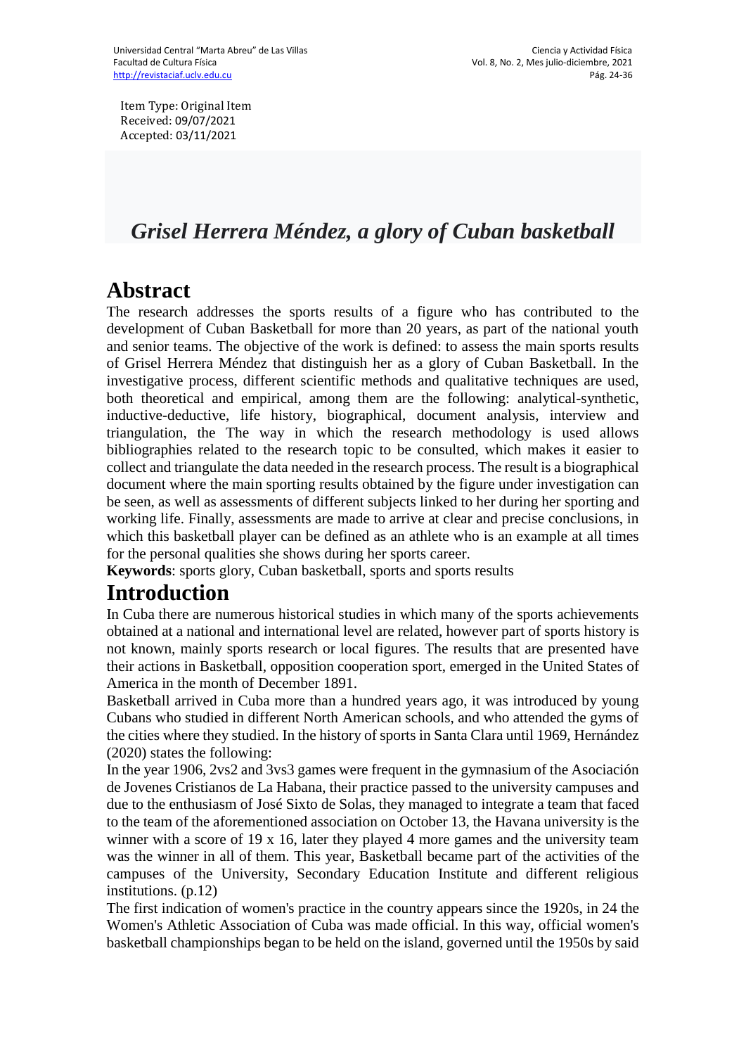Item Type: Original Item
Received: 09/07/2021
Accepted: 03/11/2021

# *Grisel Herrera Méndez, a glory of Cuban basketball*

## Abstract

The research addresses the sports results of a figure who has contributed to the development of Cuban Basketball for more than 20 years, as part of the national youth and senior teams. The objective of the work is defined: to assess the main sports results of Grisel Herrera Méndez that distinguish her as a glory of Cuban Basketball. In the investigative process, different scientific methods and qualitative techniques are used, both theoretical and empirical, among them are the following: analytical-synthetic, inductive-deductive, life history, biographical, document analysis, interview and triangulation, the The way in which the research methodology is used allows bibliographies related to the research topic to be consulted, which makes it easier to collect and triangulate the data needed in the research process. The result is a biographical document where the main sporting results obtained by the figure under investigation can be seen, as well as assessments of different subjects linked to her during her sporting and working life. Finally, assessments are made to arrive at clear and precise conclusions, in which this basketball player can be defined as an athlete who is an example at all times for the personal qualities she shows during her sports career.

**Keywords**: sports glory, Cuban basketball, sports and sports results

## Introduction

In Cuba there are numerous historical studies in which many of the sports achievements obtained at a national and international level are related, however part of sports history is not known, mainly sports research or local figures. The results that are presented have their actions in Basketball, opposition cooperation sport, emerged in the United States of America in the month of December 1891.

Basketball arrived in Cuba more than a hundred years ago, it was introduced by young Cubans who studied in different North American schools, and who attended the gyms of the cities where they studied. In the history of sports in Santa Clara until 1969, Hernández (2020) states the following:

In the year 1906, 2vs2 and 3vs3 games were frequent in the gymnasium of the Asociación de Jovenes Cristianos de La Habana, their practice passed to the university campuses and due to the enthusiasm of José Sixto de Solas, they managed to integrate a team that faced to the team of the aforementioned association on October 13, the Havana university is the winner with a score of 19 x 16, later they played 4 more games and the university team was the winner in all of them. This year, Basketball became part of the activities of the campuses of the University, Secondary Education Institute and different religious institutions. (p.12)

The first indication of women's practice in the country appears since the 1920s, in 24 the Women's Athletic Association of Cuba was made official. In this way, official women's basketball championships began to be held on the island, governed until the 1950s by said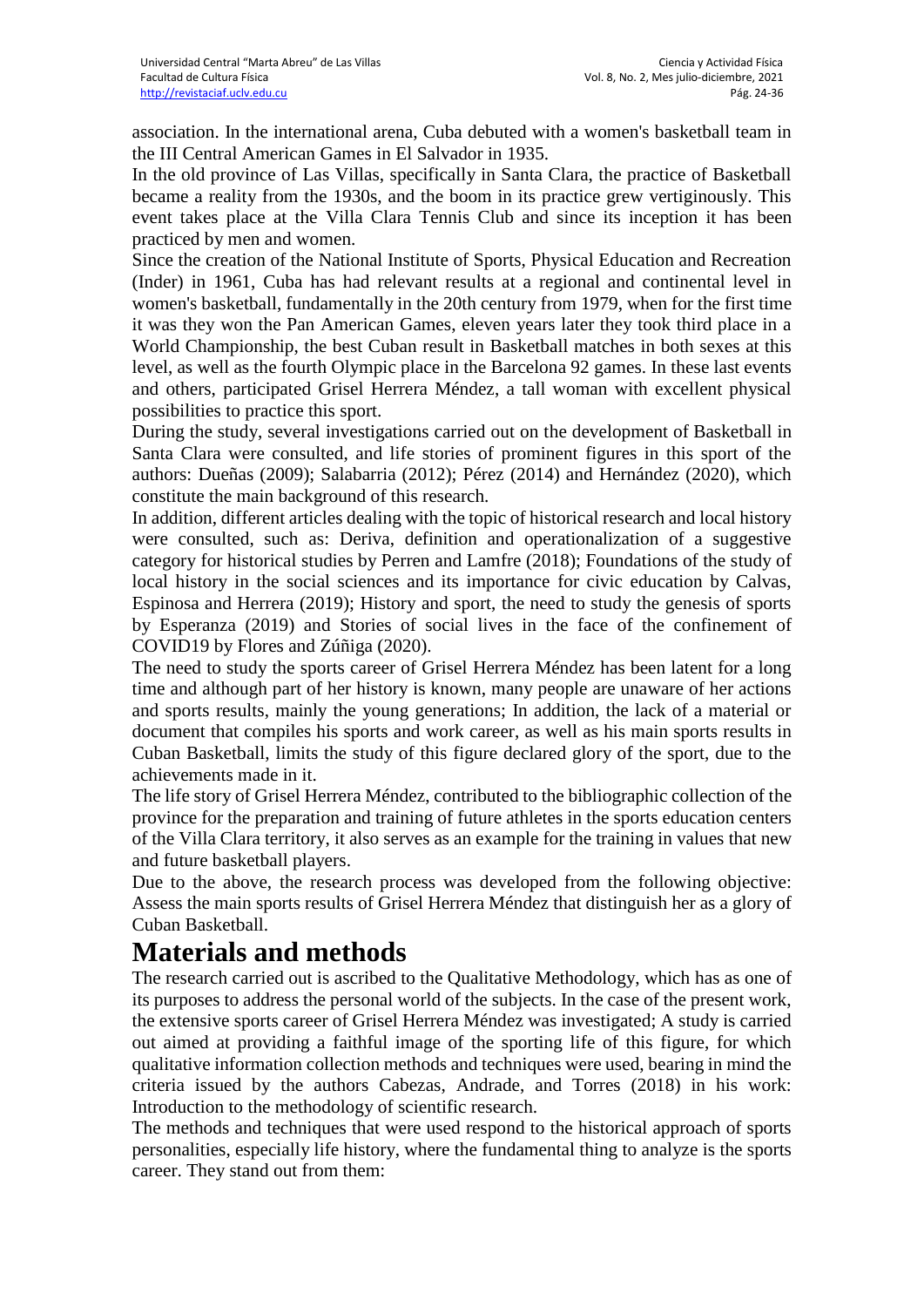association. In the international arena, Cuba debuted with a women's basketball team in the III Central American Games in El Salvador in 1935.

In the old province of Las Villas, specifically in Santa Clara, the practice of Basketball became a reality from the 1930s, and the boom in its practice grew vertiginously. This event takes place at the Villa Clara Tennis Club and since its inception it has been practiced by men and women.

Since the creation of the National Institute of Sports, Physical Education and Recreation (Inder) in 1961, Cuba has had relevant results at a regional and continental level in women's basketball, fundamentally in the 20th century from 1979, when for the first time it was they won the Pan American Games, eleven years later they took third place in a World Championship, the best Cuban result in Basketball matches in both sexes at this level, as well as the fourth Olympic place in the Barcelona 92 games. In these last events and others, participated Grisel Herrera Méndez, a tall woman with excellent physical possibilities to practice this sport.

During the study, several investigations carried out on the development of Basketball in Santa Clara were consulted, and life stories of prominent figures in this sport of the authors: Dueñas (2009); Salabarria (2012); Pérez (2014) and Hernández (2020), which constitute the main background of this research.

In addition, different articles dealing with the topic of historical research and local history were consulted, such as: Deriva, definition and operationalization of a suggestive category for historical studies by Perren and Lamfre (2018); Foundations of the study of local history in the social sciences and its importance for civic education by Calvas, Espinosa and Herrera (2019); History and sport, the need to study the genesis of sports by Esperanza (2019) and Stories of social lives in the face of the confinement of COVID19 by Flores and Zúñiga (2020).

The need to study the sports career of Grisel Herrera Méndez has been latent for a long time and although part of her history is known, many people are unaware of her actions and sports results, mainly the young generations; In addition, the lack of a material or document that compiles his sports and work career, as well as his main sports results in Cuban Basketball, limits the study of this figure declared glory of the sport, due to the achievements made in it.

The life story of Grisel Herrera Méndez, contributed to the bibliographic collection of the province for the preparation and training of future athletes in the sports education centers of the Villa Clara territory, it also serves as an example for the training in values that new and future basketball players.

Due to the above, the research process was developed from the following objective: Assess the main sports results of Grisel Herrera Méndez that distinguish her as a glory of Cuban Basketball.

# Materials and methods

The research carried out is ascribed to the Qualitative Methodology, which has as one of its purposes to address the personal world of the subjects. In the case of the present work, the extensive sports career of Grisel Herrera Méndez was investigated; A study is carried out aimed at providing a faithful image of the sporting life of this figure, for which qualitative information collection methods and techniques were used, bearing in mind the criteria issued by the authors Cabezas, Andrade, and Torres (2018) in his work: Introduction to the methodology of scientific research.

The methods and techniques that were used respond to the historical approach of sports personalities, especially life history, where the fundamental thing to analyze is the sports career. They stand out from them: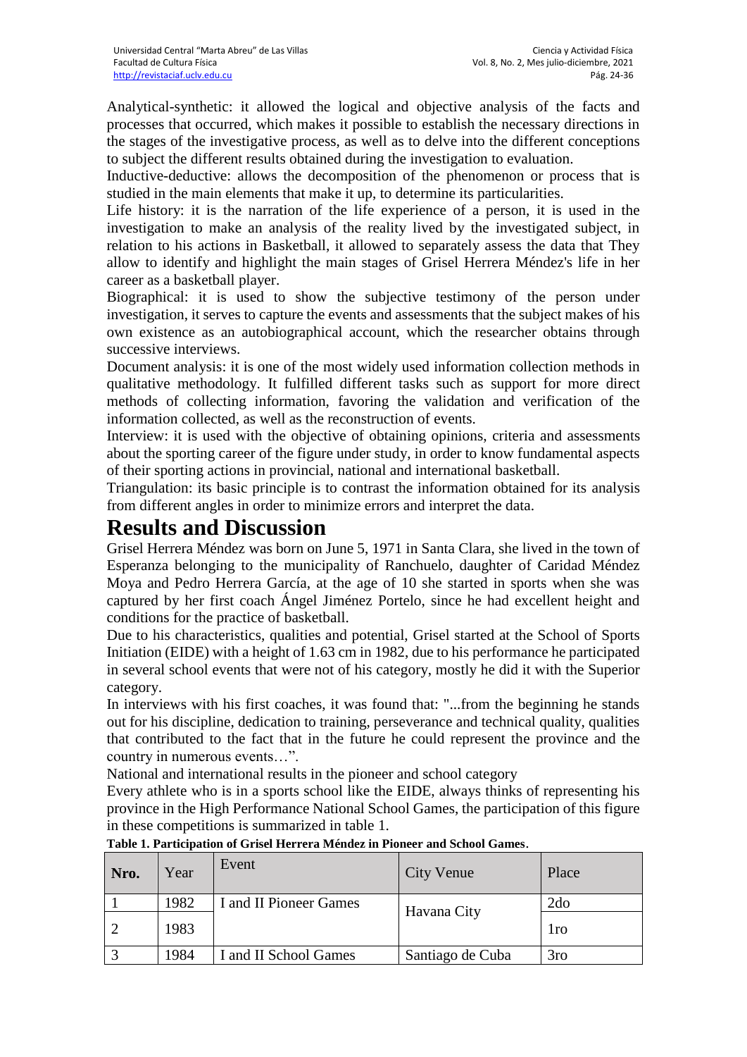Analytical-synthetic: it allowed the logical and objective analysis of the facts and processes that occurred, which makes it possible to establish the necessary directions in the stages of the investigative process, as well as to delve into the different conceptions to subject the different results obtained during the investigation to evaluation.
Inductive-deductive: allows the decomposition of the phenomenon or process that is studied in the main elements that make it up, to determine its particularities.
Life history: it is the narration of the life experience of a person, it is used in the investigation to make an analysis of the reality lived by the investigated subject, in relation to his actions in Basketball, it allowed to separately assess the data that They allow to identify and highlight the main stages of Grisel Herrera Méndez's life in her career as a basketball player.
Biographical: it is used to show the subjective testimony of the person under investigation, it serves to capture the events and assessments that the subject makes of his own existence as an autobiographical account, which the researcher obtains through successive interviews.
Document analysis: it is one of the most widely used information collection methods in qualitative methodology. It fulfilled different tasks such as support for more direct methods of collecting information, favoring the validation and verification of the information collected, as well as the reconstruction of events.
Interview: it is used with the objective of obtaining opinions, criteria and assessments about the sporting career of the figure under study, in order to know fundamental aspects of their sporting actions in provincial, national and international basketball.
Triangulation: its basic principle is to contrast the information obtained for its analysis from different angles in order to minimize errors and interpret the data.

# Results and Discussion

Grisel Herrera Méndez was born on June 5, 1971 in Santa Clara, she lived in the town of Esperanza belonging to the municipality of Ranchuelo, daughter of Caridad Méndez Moya and Pedro Herrera García, at the age of 10 she started in sports when she was captured by her first coach Ángel Jiménez Portelo, since he had excellent height and conditions for the practice of basketball.
Due to his characteristics, qualities and potential, Grisel started at the School of Sports Initiation (EIDE) with a height of 1.63 cm in 1982, due to his performance he participated in several school events that were not of his category, mostly he did it with the Superior category.
In interviews with his first coaches, it was found that: "...from the beginning he stands out for his discipline, dedication to training, perseverance and technical quality, qualities that contributed to the fact that in the future he could represent the province and the country in numerous events…".
National and international results in the pioneer and school category
Every athlete who is in a sports school like the EIDE, always thinks of representing his province in the High Performance National School Games, the participation of this figure in these competitions is summarized in table 1.

**Table 1. Participation of Grisel Herrera Méndez in Pioneer and School Games**.

| Nro. | Year | Event | City Venue | Place |
|---|---|---|---|---|
| 1 | 1982 | I and II Pioneer Games | Havana City | 2do |
| 2 | 1983 | | | 1ro |
| 3 | 1984 | I and II School Games | Santiago de Cuba | 3ro |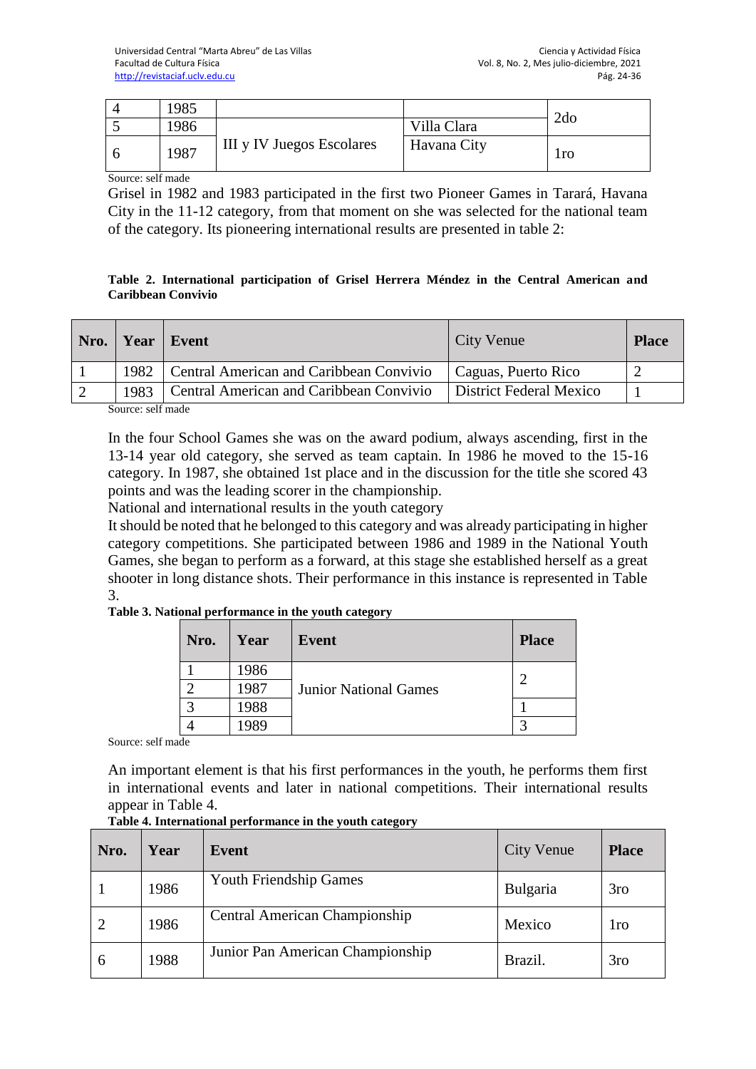| 4 | 1985 | III y IV Juegos Escolares | | 2do |
|---|---|---|---|---|
| 5 | 1986 | | Villa Clara | |
| 6 | 1987 | | Havana City | 1ro |

Source: self made

Grisel in 1982 and 1983 participated in the first two Pioneer Games in Tarará, Havana City in the 11-12 category, from that moment on she was selected for the national team of the category. Its pioneering international results are presented in table 2:

**Table 2. International participation of Grisel Herrera Méndez in the Central American and Caribbean Convivio**

| Nro. | Year | Event | City Venue | Place |
|---|---|---|---|---|
| 1 | 1982 | Central American and Caribbean Convivio | Caguas, Puerto Rico | 2 |
| 2 | 1983 | Central American and Caribbean Convivio | District Federal Mexico | 1 |

Source: self made

In the four School Games she was on the award podium, always ascending, first in the 13-14 year old category, she served as team captain. In 1986 he moved to the 15-16 category. In 1987, she obtained 1st place and in the discussion for the title she scored 43 points and was the leading scorer in the championship.

National and international results in the youth category

It should be noted that he belonged to this category and was already participating in higher category competitions. She participated between 1986 and 1989 in the National Youth Games, she began to perform as a forward, at this stage she established herself as a great shooter in long distance shots. Their performance in this instance is represented in Table 3.

**Table 3. National performance in the youth category**

| Nro. | Year | Event | Place |
|---|---|---|---|
| 1 | 1986 | Junior National Games | 2 |
| 2 | 1987 | | |
| 3 | 1988 | | 1 |
| 4 | 1989 | | 3 |

Source: self made

An important element is that his first performances in the youth, he performs them first in international events and later in national competitions. Their international results appear in Table 4.

**Table 4. International performance in the youth category**

| Nro. | Year | Event | City Venue | Place |
|---|---|---|---|---|
| 1 | 1986 | Youth Friendship Games | Bulgaria | 3ro |
| 2 | 1986 | Central American Championship | Mexico | 1ro |
| 6 | 1988 | Junior Pan American Championship | Brazil. | 3ro |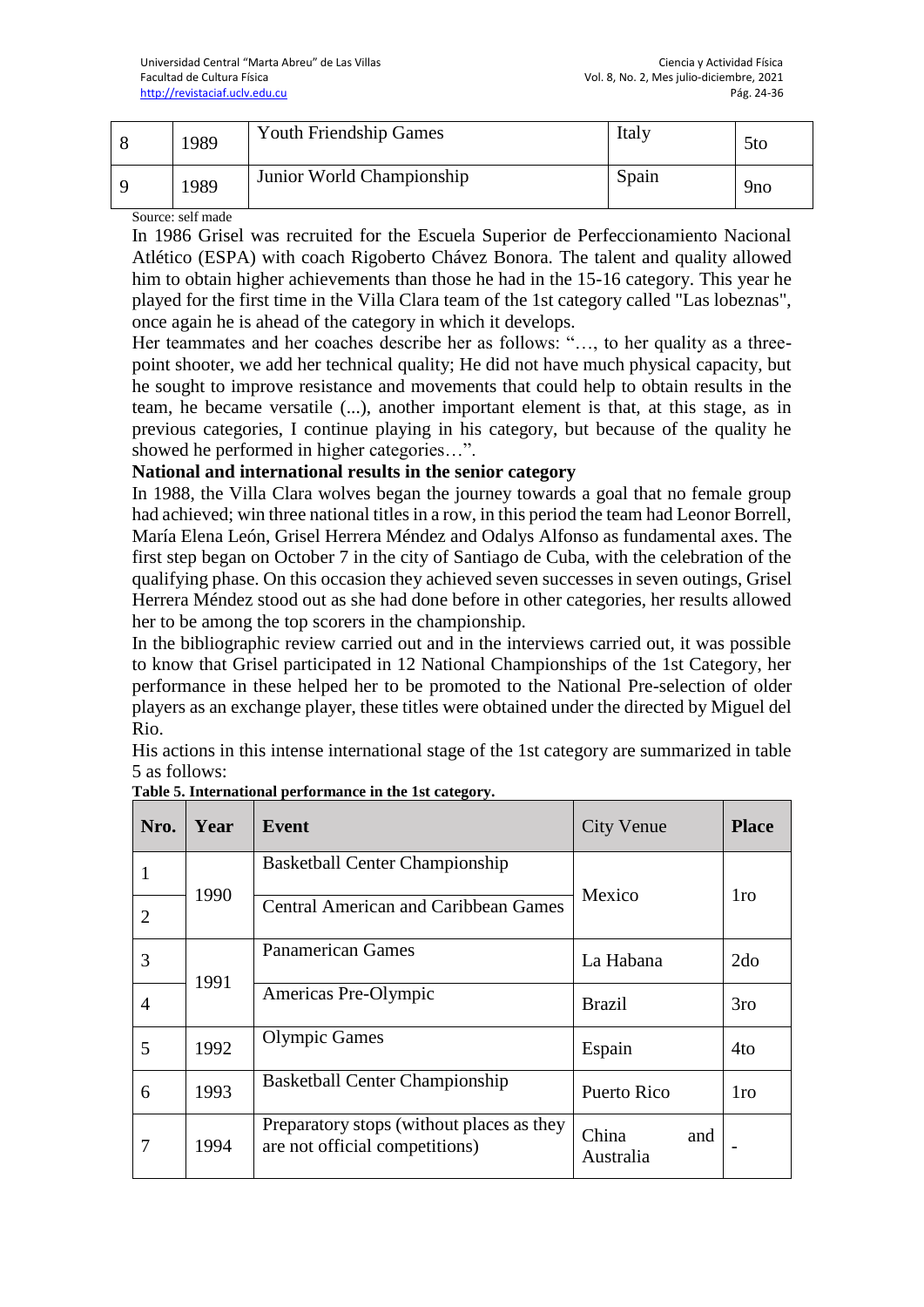| 8 | 1989 | Youth Friendship Games | Italy | 5to |
|---|---|---|---|---|
| 9 | 1989 | Junior World Championship | Spain | 9no |

Source: self made

In 1986 Grisel was recruited for the Escuela Superior de Perfeccionamiento Nacional Atlético (ESPA) with coach Rigoberto Chávez Bonora. The talent and quality allowed him to obtain higher achievements than those he had in the 15-16 category. This year he played for the first time in the Villa Clara team of the 1st category called "Las lobeznas", once again he is ahead of the category in which it develops.

Her teammates and her coaches describe her as follows: "…, to her quality as a three-point shooter, we add her technical quality; He did not have much physical capacity, but he sought to improve resistance and movements that could help to obtain results in the team, he became versatile (...), another important element is that, at this stage, as in previous categories, I continue playing in his category, but because of the quality he showed he performed in higher categories…".

**National and international results in the senior category**

In 1988, the Villa Clara wolves began the journey towards a goal that no female group had achieved; win three national titles in a row, in this period the team had Leonor Borrell, María Elena León, Grisel Herrera Méndez and Odalys Alfonso as fundamental axes. The first step began on October 7 in the city of Santiago de Cuba, with the celebration of the qualifying phase. On this occasion they achieved seven successes in seven outings, Grisel Herrera Méndez stood out as she had done before in other categories, her results allowed her to be among the top scorers in the championship.

In the bibliographic review carried out and in the interviews carried out, it was possible to know that Grisel participated in 12 National Championships of the 1st Category, her performance in these helped her to be promoted to the National Pre-selection of older players as an exchange player, these titles were obtained under the directed by Miguel del Rio.

His actions in this intense international stage of the 1st category are summarized in table 5 as follows:

**Table 5. International performance in the 1st category.**

| Nro. | Year | Event | City Venue | Place |
|---|---|---|---|---|
| 1 | 1990 | Basketball Center Championship | Mexico | 1ro |
| 2 | | Central American and Caribbean Games | | |
| 3 | 1991 | Panamerican Games | La Habana | 2do |
| 4 | | Americas Pre-Olympic | Brazil | 3ro |
| 5 | 1992 | Olympic Games | Espain | 4to |
| 6 | 1993 | Basketball Center Championship | Puerto Rico | 1ro |
| 7 | 1994 | Preparatory stops (without places as they are not official competitions) | China and Australia | - |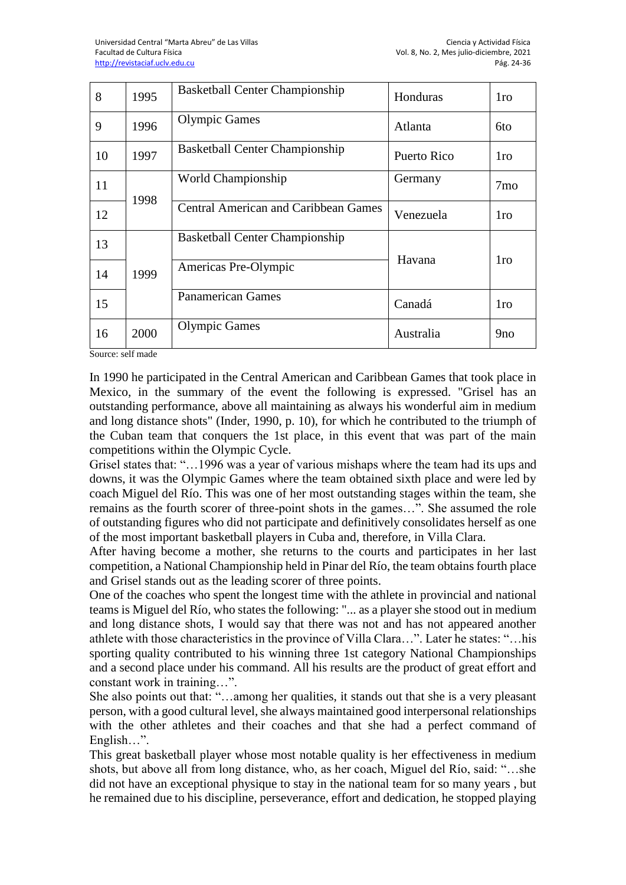| 8 | 1995 | Basketball Center Championship | Honduras | 1ro |
|---|---|---|---|---|
| 9 | 1996 | Olympic Games | Atlanta | 6to |
| 10 | 1997 | Basketball Center Championship | Puerto Rico | 1ro |
| 11 | 1998 | World Championship | Germany | 7mo |
| 12 | | Central American and Caribbean Games | Venezuela | 1ro |
| 13 | 1999 | Basketball Center Championship | Havana | 1ro |
| 14 | | Americas Pre-Olympic | | |
| 15 | | Panamerican Games | Canadá | 1ro |
| 16 | 2000 | Olympic Games | Australia | 9no |

Source: self made

In 1990 he participated in the Central American and Caribbean Games that took place in Mexico, in the summary of the event the following is expressed. "Grisel has an outstanding performance, above all maintaining as always his wonderful aim in medium and long distance shots" (Inder, 1990, p. 10), for which he contributed to the triumph of the Cuban team that conquers the 1st place, in this event that was part of the main competitions within the Olympic Cycle.

Grisel states that: "…1996 was a year of various mishaps where the team had its ups and downs, it was the Olympic Games where the team obtained sixth place and were led by coach Miguel del Río. This was one of her most outstanding stages within the team, she remains as the fourth scorer of three-point shots in the games…". She assumed the role of outstanding figures who did not participate and definitively consolidates herself as one of the most important basketball players in Cuba and, therefore, in Villa Clara.

After having become a mother, she returns to the courts and participates in her last competition, a National Championship held in Pinar del Río, the team obtains fourth place and Grisel stands out as the leading scorer of three points.

One of the coaches who spent the longest time with the athlete in provincial and national teams is Miguel del Río, who states the following: "... as a player she stood out in medium and long distance shots, I would say that there was not and has not appeared another athlete with those characteristics in the province of Villa Clara…". Later he states: "…his sporting quality contributed to his winning three 1st category National Championships and a second place under his command. All his results are the product of great effort and constant work in training…".

She also points out that: "…among her qualities, it stands out that she is a very pleasant person, with a good cultural level, she always maintained good interpersonal relationships with the other athletes and their coaches and that she had a perfect command of English…".

This great basketball player whose most notable quality is her effectiveness in medium shots, but above all from long distance, who, as her coach, Miguel del Río, said: "…she did not have an exceptional physique to stay in the national team for so many years , but he remained due to his discipline, perseverance, effort and dedication, he stopped playing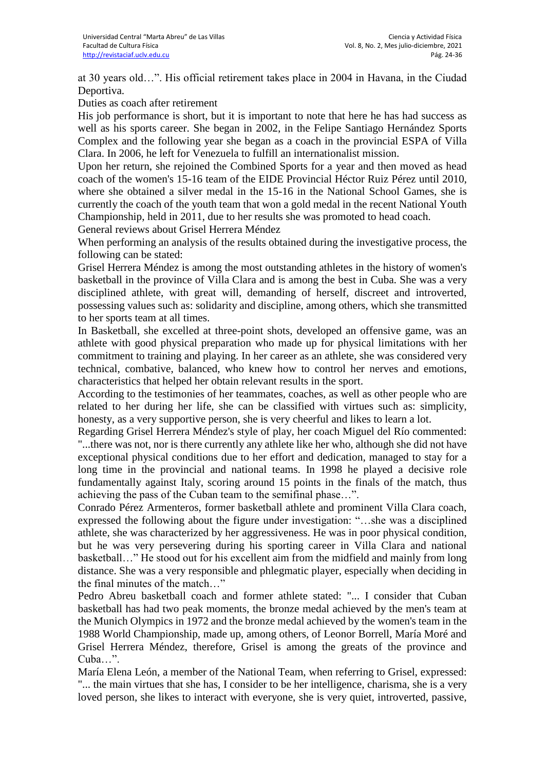at 30 years old…". His official retirement takes place in 2004 in Havana, in the Ciudad Deportiva.

## Duties as coach after retirement

His job performance is short, but it is important to note that here he has had success as well as his sports career. She began in 2002, in the Felipe Santiago Hernández Sports Complex and the following year she began as a coach in the provincial ESPA of Villa Clara. In 2006, he left for Venezuela to fulfill an internationalist mission.

Upon her return, she rejoined the Combined Sports for a year and then moved as head coach of the women's 15-16 team of the EIDE Provincial Héctor Ruiz Pérez until 2010, where she obtained a silver medal in the 15-16 in the National School Games, she is currently the coach of the youth team that won a gold medal in the recent National Youth Championship, held in 2011, due to her results she was promoted to head coach.

## General reviews about Grisel Herrera Méndez

When performing an analysis of the results obtained during the investigative process, the following can be stated:

Grisel Herrera Méndez is among the most outstanding athletes in the history of women's basketball in the province of Villa Clara and is among the best in Cuba. She was a very disciplined athlete, with great will, demanding of herself, discreet and introverted, possessing values such as: solidarity and discipline, among others, which she transmitted to her sports team at all times.

In Basketball, she excelled at three-point shots, developed an offensive game, was an athlete with good physical preparation who made up for physical limitations with her commitment to training and playing. In her career as an athlete, she was considered very technical, combative, balanced, who knew how to control her nerves and emotions, characteristics that helped her obtain relevant results in the sport.

According to the testimonies of her teammates, coaches, as well as other people who are related to her during her life, she can be classified with virtues such as: simplicity, honesty, as a very supportive person, she is very cheerful and likes to learn a lot.

Regarding Grisel Herrera Méndez's style of play, her coach Miguel del Río commented: "...there was not, nor is there currently any athlete like her who, although she did not have exceptional physical conditions due to her effort and dedication, managed to stay for a long time in the provincial and national teams. In 1998 he played a decisive role fundamentally against Italy, scoring around 15 points in the finals of the match, thus achieving the pass of the Cuban team to the semifinal phase…".

Conrado Pérez Armenteros, former basketball athlete and prominent Villa Clara coach, expressed the following about the figure under investigation: "…she was a disciplined athlete, she was characterized by her aggressiveness. He was in poor physical condition, but he was very persevering during his sporting career in Villa Clara and national basketball…" He stood out for his excellent aim from the midfield and mainly from long distance. She was a very responsible and phlegmatic player, especially when deciding in the final minutes of the match…"

Pedro Abreu basketball coach and former athlete stated: "... I consider that Cuban basketball has had two peak moments, the bronze medal achieved by the men's team at the Munich Olympics in 1972 and the bronze medal achieved by the women's team in the 1988 World Championship, made up, among others, of Leonor Borrell, María Moré and Grisel Herrera Méndez, therefore, Grisel is among the greats of the province and Cuba…".

María Elena León, a member of the National Team, when referring to Grisel, expressed: "... the main virtues that she has, I consider to be her intelligence, charisma, she is a very loved person, she likes to interact with everyone, she is very quiet, introverted, passive,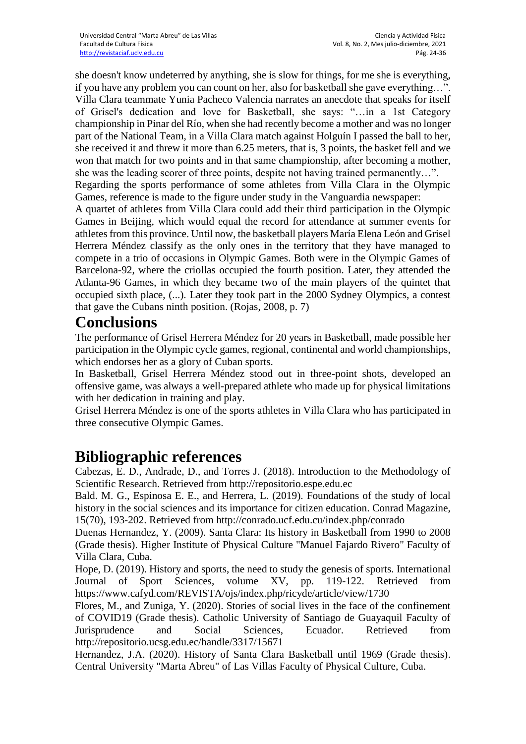she doesn't know undeterred by anything, she is slow for things, for me she is everything, if you have any problem you can count on her, also for basketball she gave everything…". Villa Clara teammate Yunia Pacheco Valencia narrates an anecdote that speaks for itself of Grisel's dedication and love for Basketball, she says: "…in a 1st Category championship in Pinar del Río, when she had recently become a mother and was no longer part of the National Team, in a Villa Clara match against Holguín I passed the ball to her, she received it and threw it more than 6.25 meters, that is, 3 points, the basket fell and we won that match for two points and in that same championship, after becoming a mother, she was the leading scorer of three points, despite not having trained permanently…".

Regarding the sports performance of some athletes from Villa Clara in the Olympic Games, reference is made to the figure under study in the Vanguardia newspaper:

A quartet of athletes from Villa Clara could add their third participation in the Olympic Games in Beijing, which would equal the record for attendance at summer events for athletes from this province. Until now, the basketball players María Elena León and Grisel Herrera Méndez classify as the only ones in the territory that they have managed to compete in a trio of occasions in Olympic Games. Both were in the Olympic Games of Barcelona-92, where the criollas occupied the fourth position. Later, they attended the Atlanta-96 Games, in which they became two of the main players of the quintet that occupied sixth place, (...). Later they took part in the 2000 Sydney Olympics, a contest that gave the Cubans ninth position. (Rojas, 2008, p. 7)

# Conclusions

The performance of Grisel Herrera Méndez for 20 years in Basketball, made possible her participation in the Olympic cycle games, regional, continental and world championships, which endorses her as a glory of Cuban sports.

In Basketball, Grisel Herrera Méndez stood out in three-point shots, developed an offensive game, was always a well-prepared athlete who made up for physical limitations with her dedication in training and play.

Grisel Herrera Méndez is one of the sports athletes in Villa Clara who has participated in three consecutive Olympic Games.

# Bibliographic references

Cabezas, E. D., Andrade, D., and Torres J. (2018). Introduction to the Methodology of Scientific Research. Retrieved from http://repositorio.espe.edu.ec

Bald. M. G., Espinosa E. E., and Herrera, L. (2019). Foundations of the study of local history in the social sciences and its importance for citizen education. Conrad Magazine, 15(70), 193-202. Retrieved from http://conrado.ucf.edu.cu/index.php/conrado

Duenas Hernandez, Y. (2009). Santa Clara: Its history in Basketball from 1990 to 2008 (Grade thesis). Higher Institute of Physical Culture "Manuel Fajardo Rivero" Faculty of Villa Clara, Cuba.

Hope, D. (2019). History and sports, the need to study the genesis of sports. International Journal of Sport Sciences, volume XV, pp. 119-122. Retrieved from https://www.cafyd.com/REVISTA/ojs/index.php/ricyde/article/view/1730

Flores, M., and Zuniga, Y. (2020). Stories of social lives in the face of the confinement of COVID19 (Grade thesis). Catholic University of Santiago de Guayaquil Faculty of Jurisprudence and Social Sciences, Ecuador. Retrieved from http://repositorio.ucsg.edu.ec/handle/3317/15671

Hernandez, J.A. (2020). History of Santa Clara Basketball until 1969 (Grade thesis). Central University "Marta Abreu" of Las Villas Faculty of Physical Culture, Cuba.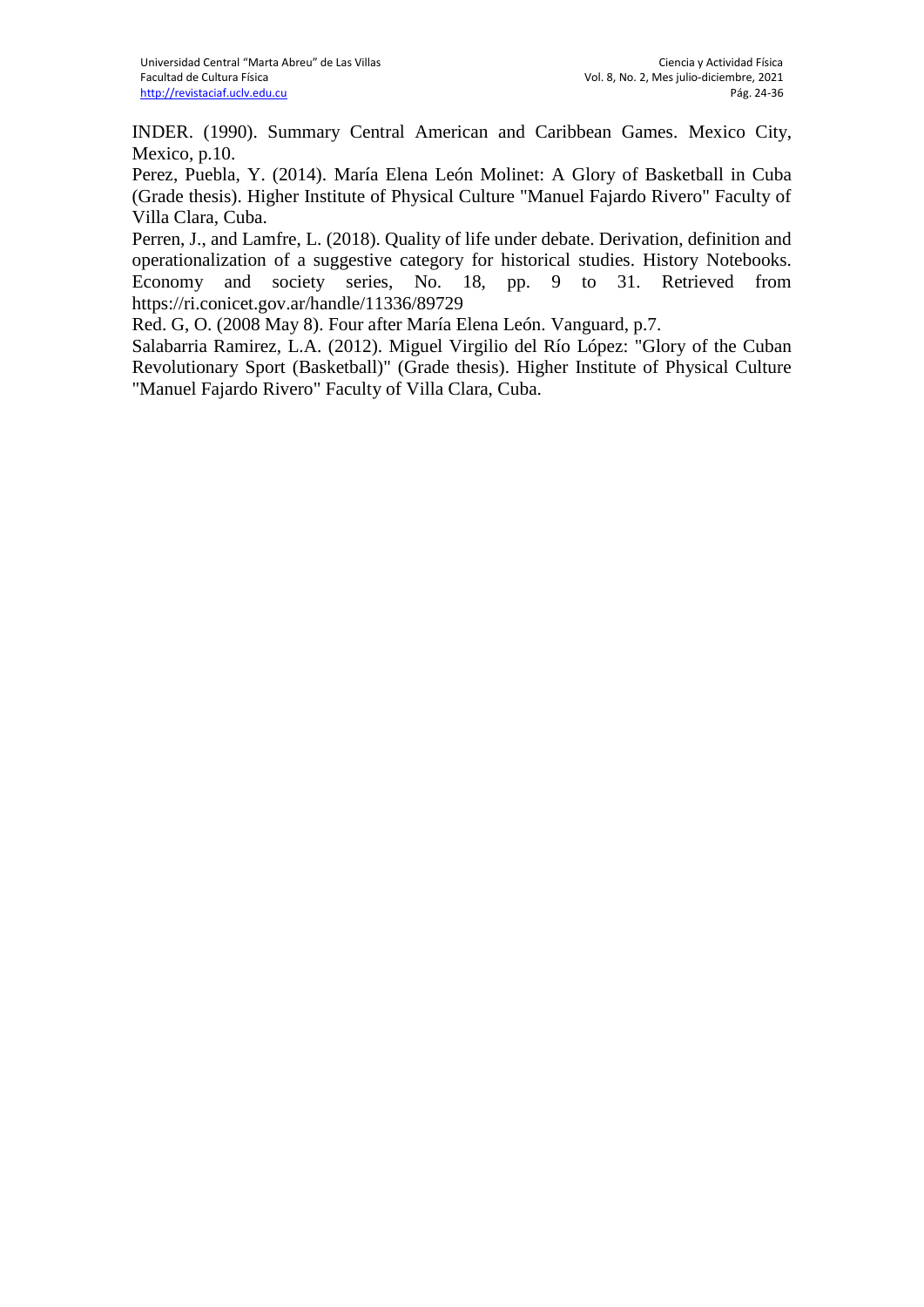INDER. (1990). Summary Central American and Caribbean Games. Mexico City, Mexico, p.10.

Perez, Puebla, Y. (2014). María Elena León Molinet: A Glory of Basketball in Cuba (Grade thesis). Higher Institute of Physical Culture "Manuel Fajardo Rivero" Faculty of Villa Clara, Cuba.

Perren, J., and Lamfre, L. (2018). Quality of life under debate. Derivation, definition and operationalization of a suggestive category for historical studies. History Notebooks. Economy and society series, No. 18, pp. 9 to 31. Retrieved from https://ri.conicet.gov.ar/handle/11336/89729

Red. G, O. (2008 May 8). Four after María Elena León. Vanguard, p.7.

Salabarria Ramirez, L.A. (2012). Miguel Virgilio del Río López: "Glory of the Cuban Revolutionary Sport (Basketball)" (Grade thesis). Higher Institute of Physical Culture "Manuel Fajardo Rivero" Faculty of Villa Clara, Cuba.